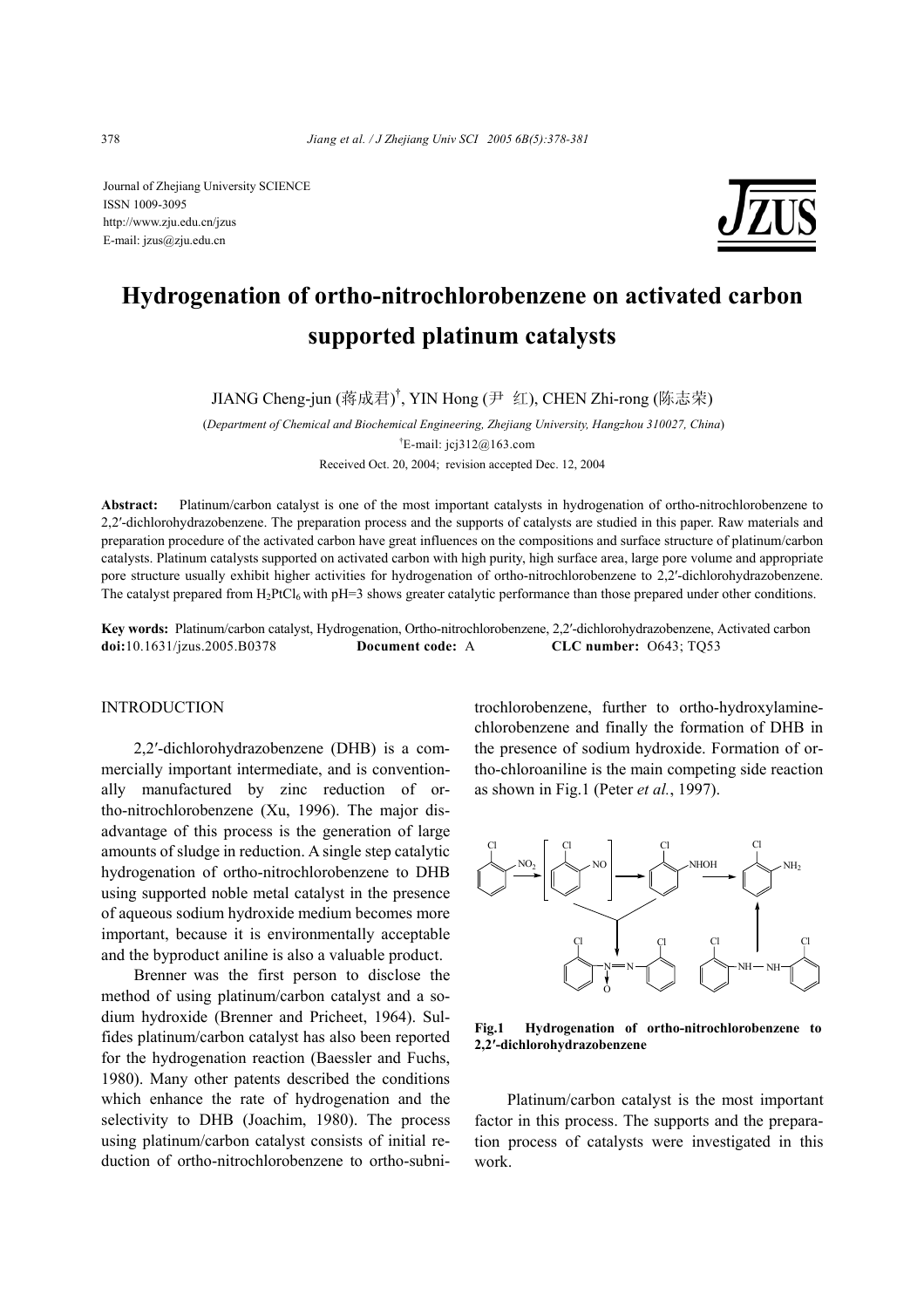Journal of Zhejiang University SCIENCE
ISSN 1009-3095
http://www.zju.edu.cn/jzus
E-mail: jzus@zju.edu.cn

# Hydrogenation of ortho-nitrochlorobenzene on activated carbon supported platinum catalysts

JIANG Cheng-jun (蒋成君)[†], YIN Hong (尹 红), CHEN Zhi-rong (陈志荣)

(*Department of Chemical and Biochemical Engineering, Zhejiang University, Hangzhou 310027, China*)

[†]E-mail: jcj312@163.com

Received Oct. 20, 2004; revision accepted Dec. 12, 2004

**Abstract:** Platinum/carbon catalyst is one of the most important catalysts in hydrogenation of ortho-nitrochlorobenzene to 2,2′-dichlorohydrazobenzene. The preparation process and the supports of catalysts are studied in this paper. Raw materials and preparation procedure of the activated carbon have great influences on the compositions and surface structure of platinum/carbon catalysts. Platinum catalysts supported on activated carbon with high purity, high surface area, large pore volume and appropriate pore structure usually exhibit higher activities for hydrogenation of ortho-nitrochlorobenzene to 2,2′-dichlorohydrazobenzene. The catalyst prepared from $H_2PtCl_6$ with pH=3 shows greater catalytic performance than those prepared under other conditions.

**Key words:** Platinum/carbon catalyst, Hydrogenation, Ortho-nitrochlorobenzene, 2,2′-dichlorohydrazobenzene, Activated carbon
**doi:**10.1631/jzus.2005.B0378 **Document code:** A **CLC number:** O643; TQ53

## INTRODUCTION

2,2′-dichlorohydrazobenzene (DHB) is a commercially important intermediate, and is conventionally manufactured by zinc reduction of ortho-nitrochlorobenzene (Xu, 1996). The major disadvantage of this process is the generation of large amounts of sludge in reduction. A single step catalytic hydrogenation of ortho-nitrochlorobenzene to DHB using supported noble metal catalyst in the presence of aqueous sodium hydroxide medium becomes more important, because it is environmentally acceptable and the byproduct aniline is also a valuable product.

Brenner was the first person to disclose the method of using platinum/carbon catalyst and a sodium hydroxide (Brenner and Pricheet, 1964). Sulfides platinum/carbon catalyst has also been reported for the hydrogenation reaction (Baessler and Fuchs, 1980). Many other patents described the conditions which enhance the rate of hydrogenation and the selectivity to DHB (Joachim, 1980). The process using platinum/carbon catalyst consists of initial reduction of ortho-nitrochlorobenzene to ortho-subnitrochlorobenzene, further to ortho-hydroxylamine-chlorobenzene and finally the formation of DHB in the presence of sodium hydroxide. Formation of ortho-chloroaniline is the main competing side reaction as shown in Fig.1 (Peter *et al.*, 1997).

**Fig.1 Hydrogenation of ortho-nitrochlorobenzene to 2,2′-dichlorohydrazobenzene**

Platinum/carbon catalyst is the most important factor in this process. The supports and the preparation process of catalysts were investigated in this work.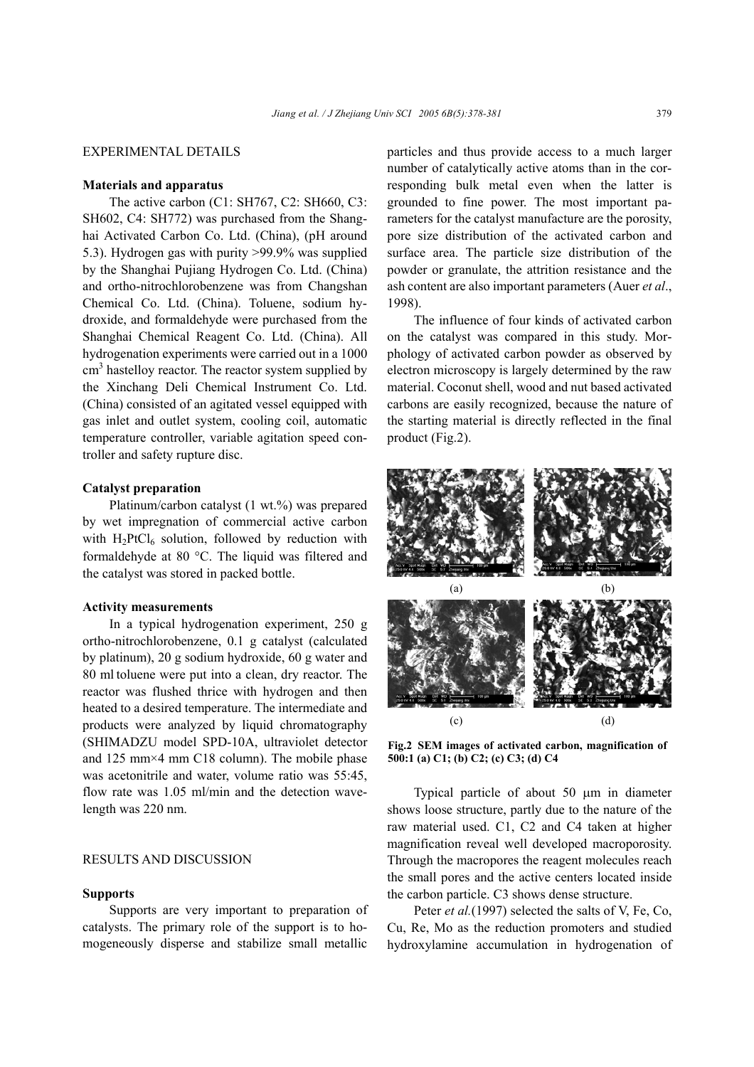## EXPERIMENTAL DETAILS

### Materials and apparatus

The active carbon (C1: SH767, C2: SH660, C3: SH602, C4: SH772) was purchased from the Shanghai Activated Carbon Co. Ltd. (China), (pH around 5.3). Hydrogen gas with purity >99.9% was supplied by the Shanghai Pujiang Hydrogen Co. Ltd. (China) and ortho-nitrochlorobenzene was from Changshan Chemical Co. Ltd. (China). Toluene, sodium hydroxide, and formaldehyde were purchased from the Shanghai Chemical Reagent Co. Ltd. (China). All hydrogenation experiments were carried out in a 1000 $cm^3$ hastelloy reactor. The reactor system supplied by the Xinchang Deli Chemical Instrument Co. Ltd. (China) consisted of an agitated vessel equipped with gas inlet and outlet system, cooling coil, automatic temperature controller, variable agitation speed controller and safety rupture disc.

### Catalyst preparation

Platinum/carbon catalyst (1 wt.%) was prepared by wet impregnation of commercial active carbon with $H_2PtCl_6$ solution, followed by reduction with formaldehyde at 80 °C. The liquid was filtered and the catalyst was stored in packed bottle.

### Activity measurements

In a typical hydrogenation experiment, 250 g ortho-nitrochlorobenzene, 0.1 g catalyst (calculated by platinum), 20 g sodium hydroxide, 60 g water and 80 ml toluene were put into a clean, dry reactor. The reactor was flushed thrice with hydrogen and then heated to a desired temperature. The intermediate and products were analyzed by liquid chromatography (SHIMADZU model SPD-10A, ultraviolet detector and 125 mm×4 mm C18 column). The mobile phase was acetonitrile and water, volume ratio was 55:45, flow rate was 1.05 ml/min and the detection wavelength was 220 nm.

## RESULTS AND DISCUSSION

### Supports

Supports are very important to preparation of catalysts. The primary role of the support is to homogeneously disperse and stabilize small metallic particles and thus provide access to a much larger number of catalytically active atoms than in the corresponding bulk metal even when the latter is grounded to fine power. The most important parameters for the catalyst manufacture are the porosity, pore size distribution of the activated carbon and surface area. The particle size distribution of the powder or granulate, the attrition resistance and the ash content are also important parameters (Auer *et al*., 1998).

The influence of four kinds of activated carbon on the catalyst was compared in this study. Morphology of activated carbon powder as observed by electron microscopy is largely determined by the raw material. Coconut shell, wood and nut based activated carbons are easily recognized, because the nature of the starting material is directly reflected in the final product (Fig.2).

**Fig.2 SEM images of activated carbon, magnification of 500:1 (a) C1; (b) C2; (c) C3; (d) C4**

Typical particle of about 50 μm in diameter shows loose structure, partly due to the nature of the raw material used. C1, C2 and C4 taken at higher magnification reveal well developed macroporosity. Through the macropores the reagent molecules reach the small pores and the active centers located inside the carbon particle. C3 shows dense structure.

Peter *et al.*(1997) selected the salts of V, Fe, Co, Cu, Re, Mo as the reduction promoters and studied hydroxylamine accumulation in hydrogenation of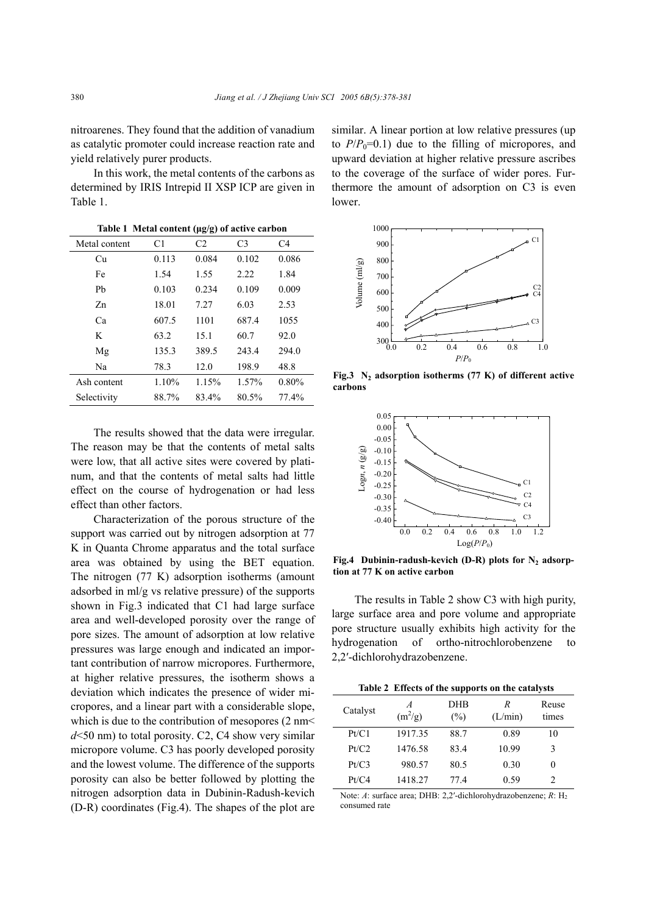nitroarenes. They found that the addition of vanadium as catalytic promoter could increase reaction rate and yield relatively purer products.

In this work, the metal contents of the carbons as determined by IRIS Intrepid II XSP ICP are given in Table 1.

**Table 1 Metal content (μg/g) of active carbon**

| Metal content | C1 | C2 | C3 | C4 |
|---|---|---|---|---|
| Cu | 0.113 | 0.084 | 0.102 | 0.086 |
| Fe | 1.54 | 1.55 | 2.22 | 1.84 |
| Pb | 0.103 | 0.234 | 0.109 | 0.009 |
| Zn | 18.01 | 7.27 | 6.03 | 2.53 |
| Ca | 607.5 | 1101 | 687.4 | 1055 |
| K | 63.2 | 15.1 | 60.7 | 92.0 |
| Mg | 135.3 | 389.5 | 243.4 | 294.0 |
| Na | 78.3 | 12.0 | 198.9 | 48.8 |
| Ash content | 1.10% | 1.15% | 1.57% | 0.80% |
| Selectivity | 88.7% | 83.4% | 80.5% | 77.4% |

The results showed that the data were irregular. The reason may be that the contents of metal salts were low, that all active sites were covered by platinum, and that the contents of metal salts had little effect on the course of hydrogenation or had less effect than other factors.

Characterization of the porous structure of the support was carried out by nitrogen adsorption at 77 K in Quanta Chrome apparatus and the total surface area was obtained by using the BET equation. The nitrogen (77 K) adsorption isotherms (amount adsorbed in ml/g vs relative pressure) of the supports shown in Fig.3 indicated that C1 had large surface area and well-developed porosity over the range of pore sizes. The amount of adsorption at low relative pressures was large enough and indicated an important contribution of narrow micropores. Furthermore, at higher relative pressures, the isotherm shows a deviation which indicates the presence of wider micropores, and a linear part with a considerable slope, which is due to the contribution of mesopores (2 nm< $d$<50 nm) to total porosity. C2, C4 show very similar micropore volume. C3 has poorly developed porosity and the lowest volume. The difference of the supports porosity can also be better followed by plotting the nitrogen adsorption data in Dubinin-Radush-kevich (D-R) coordinates (Fig.4). The shapes of the plot are similar. A linear portion at low relative pressures (up to $P/P_0$=0.1) due to the filling of micropores, and upward deviation at higher relative pressure ascribes to the coverage of the surface of wider pores. Furthermore the amount of adsorption on C3 is even lower.

**Fig.3 $N_2$ adsorption isotherms (77 K) of different active carbons**

**Fig.4 Dubinin-radush-kevich (D-R) plots for $N_2$ adsorption at 77 K on active carbon**

The results in Table 2 show C3 with high purity, large surface area and pore volume and appropriate pore structure usually exhibits high activity for the hydrogenation of ortho-nitrochlorobenzene to 2,2′-dichlorohydrazobenzene.

**Table 2 Effects of the supports on the catalysts**

| Catalyst | $A$ ($m^2$/g) | DHB (%) | $R$ (L/min) | Reuse times |
|---|---|---|---|---|
| Pt/C1 | 1917.35 | 88.7 | 0.89 | 10 |
| Pt/C2 | 1476.58 | 83.4 | 10.99 | 3 |
| Pt/C3 | 980.57 | 80.5 | 0.30 | 0 |
| Pt/C4 | 1418.27 | 77.4 | 0.59 | 2 |

Note: $A$: surface area; DHB: 2,2′-dichlorohydrazobenzene; $R$: $H_2$ consumed rate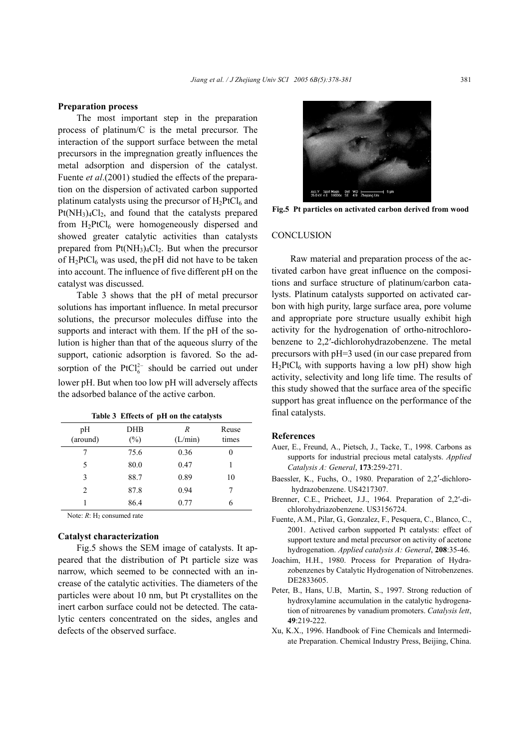### Preparation process

The most important step in the preparation process of platinum/C is the metal precursor. The interaction of the support surface between the metal precursors in the impregnation greatly influences the metal adsorption and dispersion of the catalyst. Fuente *et al*.(2001) studied the effects of the preparation on the dispersion of activated carbon supported platinum catalysts using the precursor of $H_2PtCl_6$ and $Pt(NH_3)_4Cl_2$, and found that the catalysts prepared from $H_2PtCl_6$ were homogeneously dispersed and showed greater catalytic activities than catalysts prepared from $Pt(NH_3)_4Cl_2$. But when the precursor of $H_2PtCl_6$ was used, the pH did not have to be taken into account. The influence of five different pH on the catalyst was discussed.

Table 3 shows that the pH of metal precursor solutions has important influence. In metal precursor solutions, the precursor molecules diffuse into the supports and interact with them. If the pH of the solution is higher than that of the aqueous slurry of the support, cationic adsorption is favored. So the adsorption of the $PtCl_6^{2-}$ should be carried out under lower pH. But when too low pH will adversely affects the adsorbed balance of the active carbon.

**Table 3 Effects of pH on the catalysts**

| pH (around) | DHB (%) | *R* (L/min) | Reuse times |
|---|---|---|---|
| 7 | 75.6 | 0.36 | 0 |
| 5 | 80.0 | 0.47 | 1 |
| 3 | 88.7 | 0.89 | 10 |
| 2 | 87.8 | 0.94 | 7 |
| 1 | 86.4 | 0.77 | 6 |

Note: *R*: $H_2$ consumed rate

### Catalyst characterization

Fig.5 shows the SEM image of catalysts. It appeared that the distribution of Pt particle size was narrow, which seemed to be connected with an increase of the catalytic activities. The diameters of the particles were about 10 nm, but Pt crystallites on the inert carbon surface could not be detected. The catalytic centers concentrated on the sides, angles and defects of the observed surface.

**Fig.5 Pt particles on activated carbon derived from wood**

## CONCLUSION

Raw material and preparation process of the activated carbon have great influence on the compositions and surface structure of platinum/carbon catalysts. Platinum catalysts supported on activated carbon with high purity, large surface area, pore volume and appropriate pore structure usually exhibit high activity for the hydrogenation of ortho-nitrochlorobenzene to 2,2′-dichlorohydrazobenzene. The metal precursors with pH=3 used (in our case prepared from $H_2PtCl_6$ with supports having a low pH) show high activity, selectivity and long life time. The results of this study showed that the surface area of the specific support has great influence on the performance of the final catalysts.

## References

Auer, E., Freund, A., Pietsch, J., Tacke, T., 1998. Carbons as supports for industrial precious metal catalysts. *Applied Catalysis A: General*, **173**:259-271.

Baessler, K., Fuchs, O., 1980. Preparation of 2,2′-dichlorohydrazobenzene. US4217307.

Brenner, C.E., Pricheet, J.J., 1964. Preparation of 2,2′-dichlorohydriazobenzene. US3156724.

Fuente, A.M., Pilar, G., Gonzalez, F., Pesquera, C., Blanco, C., 2001. Actived carbon supported Pt catalysts: effect of support texture and metal precursor on activity of acetone hydrogenation. *Applied catalysis A: General*, **208**:35-46.

Joachim, H.H., 1980. Process for Preparation of Hydrazobenzenes by Catalytic Hydrogenation of Nitrobenzenes. DE2833605.

Peter, B., Hans, U.B, Martin, S., 1997. Strong reduction of hydroxylamine accumulation in the catalytic hydrogenation of nitroarenes by vanadium promoters. *Catalysis lett*, **49**:219-222.

Xu, K.X., 1996. Handbook of Fine Chemicals and Intermediate Preparation. Chemical Industry Press, Beijing, China.